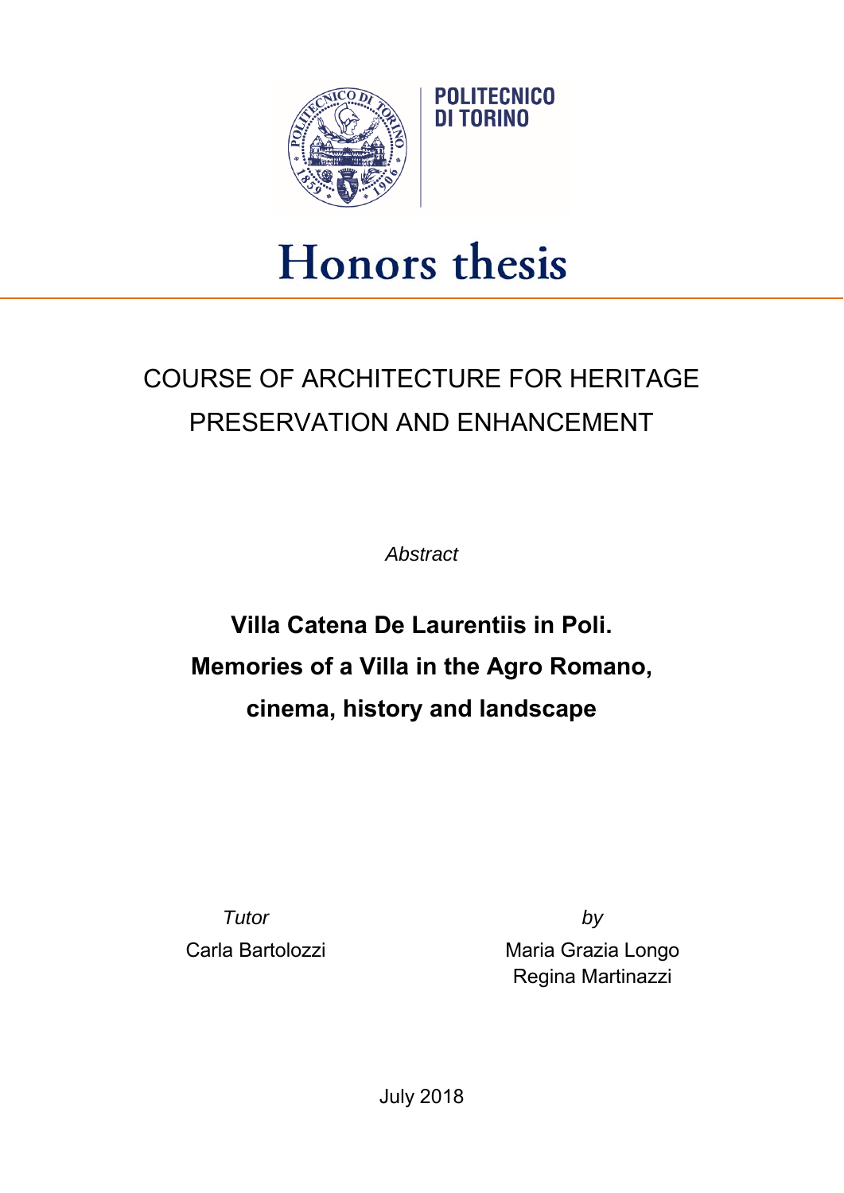POLITECNICO
DI TORINO

# Honors thesis

## COURSE OF ARCHITECTURE FOR HERITAGE PRESERVATION AND ENHANCEMENT

*Abstract*

**Villa Catena De Laurentiis in Poli.**
**Memories of a Villa in the Agro Romano,**
**cinema, history and landscape**

*Tutor*
Carla Bartolozzi

*by*
Maria Grazia Longo
Regina Martinazzi

July 2018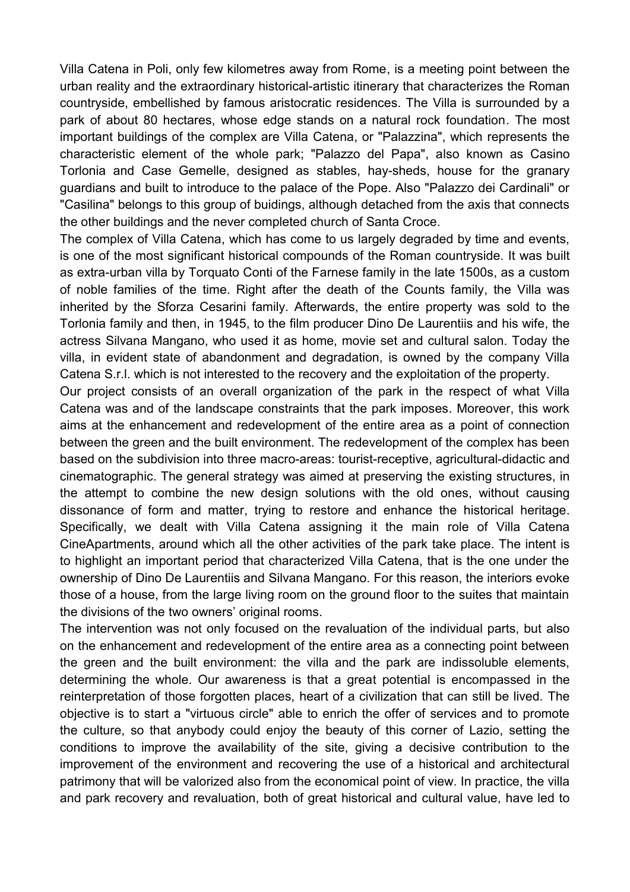Villa Catena in Poli, only few kilometres away from Rome, is a meeting point between the urban reality and the extraordinary historical-artistic itinerary that characterizes the Roman countryside, embellished by famous aristocratic residences. The Villa is surrounded by a park of about 80 hectares, whose edge stands on a natural rock foundation. The most important buildings of the complex are Villa Catena, or "Palazzina", which represents the characteristic element of the whole park; "Palazzo del Papa", also known as Casino Torlonia and Case Gemelle, designed as stables, hay-sheds, house for the granary guardians and built to introduce to the palace of the Pope. Also "Palazzo dei Cardinali" or "Casilina" belongs to this group of buidings, although detached from the axis that connects the other buildings and the never completed church of Santa Croce.

The complex of Villa Catena, which has come to us largely degraded by time and events, is one of the most significant historical compounds of the Roman countryside. It was built as extra-urban villa by Torquato Conti of the Farnese family in the late 1500s, as a custom of noble families of the time. Right after the death of the Counts family, the Villa was inherited by the Sforza Cesarini family. Afterwards, the entire property was sold to the Torlonia family and then, in 1945, to the film producer Dino De Laurentiis and his wife, the actress Silvana Mangano, who used it as home, movie set and cultural salon. Today the villa, in evident state of abandonment and degradation, is owned by the company Villa Catena S.r.l. which is not interested to the recovery and the exploitation of the property.

Our project consists of an overall organization of the park in the respect of what Villa Catena was and of the landscape constraints that the park imposes. Moreover, this work aims at the enhancement and redevelopment of the entire area as a point of connection between the green and the built environment. The redevelopment of the complex has been based on the subdivision into three macro-areas: tourist-receptive, agricultural-didactic and cinematographic. The general strategy was aimed at preserving the existing structures, in the attempt to combine the new design solutions with the old ones, without causing dissonance of form and matter, trying to restore and enhance the historical heritage. Specifically, we dealt with Villa Catena assigning it the main role of Villa Catena CineApartments, around which all the other activities of the park take place. The intent is to highlight an important period that characterized Villa Catena, that is the one under the ownership of Dino De Laurentiis and Silvana Mangano. For this reason, the interiors evoke those of a house, from the large living room on the ground floor to the suites that maintain the divisions of the two owners' original rooms.

The intervention was not only focused on the revaluation of the individual parts, but also on the enhancement and redevelopment of the entire area as a connecting point between the green and the built environment: the villa and the park are indissoluble elements, determining the whole. Our awareness is that a great potential is encompassed in the reinterpretation of those forgotten places, heart of a civilization that can still be lived. The objective is to start a "virtuous circle" able to enrich the offer of services and to promote the culture, so that anybody could enjoy the beauty of this corner of Lazio, setting the conditions to improve the availability of the site, giving a decisive contribution to the improvement of the environment and recovering the use of a historical and architectural patrimony that will be valorized also from the economical point of view. In practice, the villa and park recovery and revaluation, both of great historical and cultural value, have led to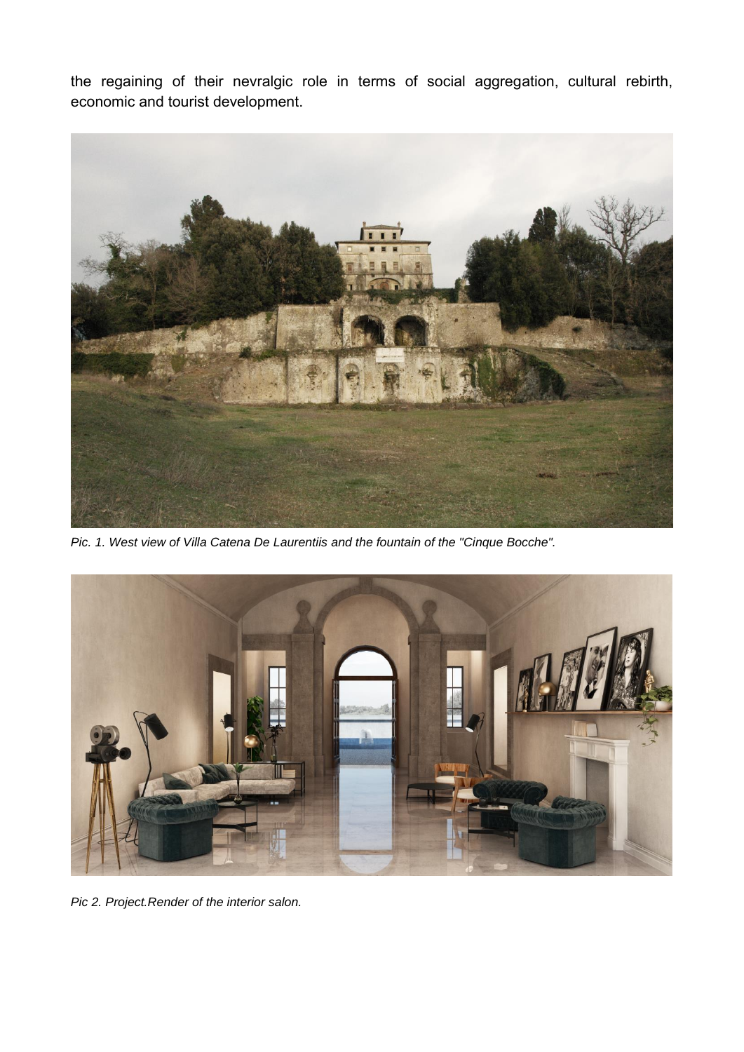the regaining of their nevralgic role in terms of social aggregation, cultural rebirth, economic and tourist development.

*Pic. 1. West view of Villa Catena De Laurentiis and the fountain of the "Cinque Bocche".*

*Pic 2. Project.Render of the interior salon.*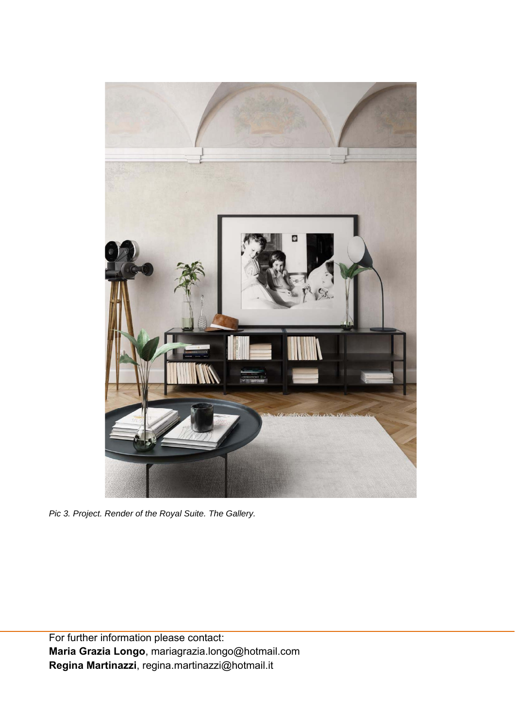*Pic 3. Project. Render of the Royal Suite. The Gallery.*

For further information please contact:
**Maria Grazia Longo**, mariagrazia.longo@hotmail.com
**Regina Martinazzi**, regina.martinazzi@hotmail.it